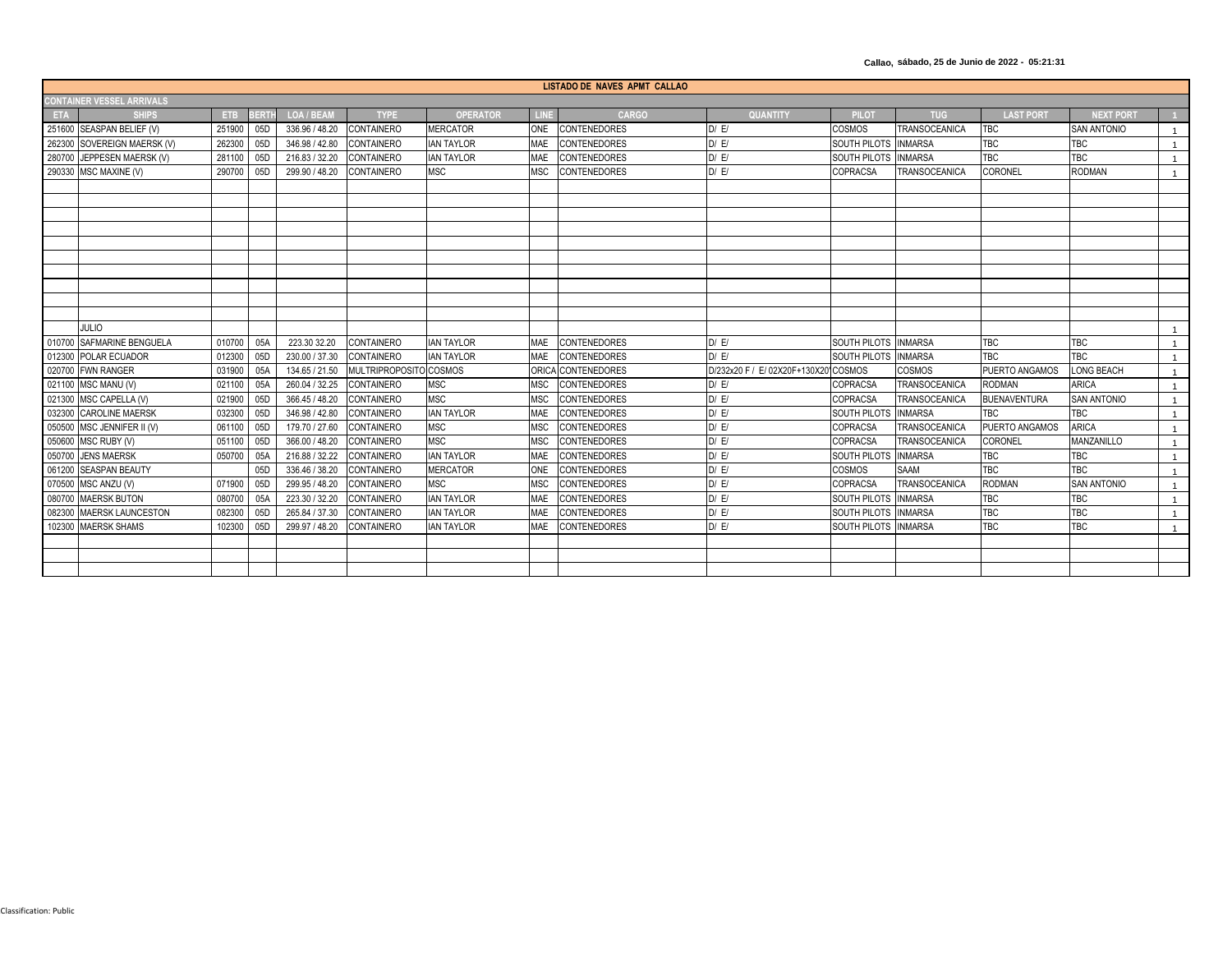Callao, sábado, 25 de Junio de 2022 - 05:21:31

| LISTADO DE NAVES APMT CALLAO | | | | | | | | | | | | | | |
|---|---|---|---|---|---|---|---|---|---|---|---|---|---|---|
| CONTAINER VESSEL ARRIVALS | | | | | | | | | | | | | | |
| ETA | SHIPS | ETB | BERTH | LOA / BEAM | TYPE | OPERATOR | LINE | CARGO | QUANTITY | PILOT | TUG | LAST PORT | NEXT PORT | 1 |
| 251600 | SEASPAN BELIEF (V) | 251900 | 05D | 336.96 / 48.20 | CONTAINERO | MERCATOR | ONE | CONTENEDORES | D/ E/ | COSMOS | TRANSOCEANICA | TBC | SAN ANTONIO | 1 |
| 262300 | SOVEREIGN MAERSK (V) | 262300 | 05D | 346.98 / 42.80 | CONTAINERO | IAN TAYLOR | MAE | CONTENEDORES | D/ E/ | SOUTH PILOTS | INMARSA | TBC | TBC | 1 |
| 280700 | JEPPESEN MAERSK (V) | 281100 | 05D | 216.83 / 32.20 | CONTAINERO | IAN TAYLOR | MAE | CONTENEDORES | D/ E/ | SOUTH PILOTS | INMARSA | TBC | TBC | 1 |
| 290330 | MSC MAXINE (V) | 290700 | 05D | 299.90 / 48.20 | CONTAINERO | MSC | MSC | CONTENEDORES | D/ E/ | COPRACSA | TRANSOCEANICA | CORONEL | RODMAN | 1 |
| | | | | | | | | | | | | | | |
| | | | | | | | | | | | | | | |
| | | | | | | | | | | | | | | |
| | | | | | | | | | | | | | | |
| | | | | | | | | | | | | | | |
| | | | | | | | | | | | | | | |
| | | | | | | | | | | | | | | |
| | | | | | | | | | | | | | | |
| | | | | | | | | | | | | | | |
| | | | | | | | | | | | | | | |
| | JULIO | | | | | | | | | | | | | 1 |
| 010700 | SAFMARINE BENGUELA | 010700 | 05A | 223.30 32.20 | CONTAINERO | IAN TAYLOR | MAE | CONTENEDORES | D/ E/ | SOUTH PILOTS | INMARSA | TBC | TBC | 1 |
| 012300 | POLAR ECUADOR | 012300 | 05D | 230.00 / 37.30 | CONTAINERO | IAN TAYLOR | MAE | CONTENEDORES | D/ E/ | SOUTH PILOTS | INMARSA | TBC | TBC | 1 |
| 020700 | FWN RANGER | 031900 | 05A | 134.65 / 21.50 | MULTRIPROPOSITO | COSMOS | ORICA | CONTENEDORES | D/232x20 F / E/ 02X20F+130X20 | COSMOS | COSMOS | PUERTO ANGAMOS | LONG BEACH | 1 |
| 021100 | MSC MANU (V) | 021100 | 05A | 260.04 / 32.25 | CONTAINERO | MSC | MSC | CONTENEDORES | D/ E/ | COPRACSA | TRANSOCEANICA | RODMAN | ARICA | 1 |
| 021300 | MSC CAPELLA (V) | 021900 | 05D | 366.45 / 48.20 | CONTAINERO | MSC | MSC | CONTENEDORES | D/ E/ | COPRACSA | TRANSOCEANICA | BUENAVENTURA | SAN ANTONIO | 1 |
| 032300 | CAROLINE MAERSK | 032300 | 05D | 346.98 / 42.80 | CONTAINERO | IAN TAYLOR | MAE | CONTENEDORES | D/ E/ | SOUTH PILOTS | INMARSA | TBC | TBC | 1 |
| 050500 | MSC JENNIFER II (V) | 061100 | 05D | 179.70 / 27.60 | CONTAINERO | MSC | MSC | CONTENEDORES | D/ E/ | COPRACSA | TRANSOCEANICA | PUERTO ANGAMOS | ARICA | 1 |
| 050600 | MSC RUBY (V) | 051100 | 05D | 366.00 / 48.20 | CONTAINERO | MSC | MSC | CONTENEDORES | D/ E/ | COPRACSA | TRANSOCEANICA | CORONEL | MANZANILLO | 1 |
| 050700 | JENS MAERSK | 050700 | 05A | 216.88 / 32.22 | CONTAINERO | IAN TAYLOR | MAE | CONTENEDORES | D/ E/ | SOUTH PILOTS | INMARSA | TBC | TBC | 1 |
| 061200 | SEASPAN BEAUTY | | 05D | 336.46 / 38.20 | CONTAINERO | MERCATOR | ONE | CONTENEDORES | D/ E/ | COSMOS | SAAM | TBC | TBC | 1 |
| 070500 | MSC ANZU (V) | 071900 | 05D | 299.95 / 48.20 | CONTAINERO | MSC | MSC | CONTENEDORES | D/ E/ | COPRACSA | TRANSOCEANICA | RODMAN | SAN ANTONIO | 1 |
| 080700 | MAERSK BUTON | 080700 | 05A | 223.30 / 32.20 | CONTAINERO | IAN TAYLOR | MAE | CONTENEDORES | D/ E/ | SOUTH PILOTS | INMARSA | TBC | TBC | 1 |
| 082300 | MAERSK LAUNCESTON | 082300 | 05D | 265.84 / 37.30 | CONTAINERO | IAN TAYLOR | MAE | CONTENEDORES | D/ E/ | SOUTH PILOTS | INMARSA | TBC | TBC | 1 |
| 102300 | MAERSK SHAMS | 102300 | 05D | 299.97 / 48.20 | CONTAINERO | IAN TAYLOR | MAE | CONTENEDORES | D/ E/ | SOUTH PILOTS | INMARSA | TBC | TBC | 1 |
| | | | | | | | | | | | | | | |
| | | | | | | | | | | | | | | |
| | | | | | | | | | | | | | | |

Classification: Public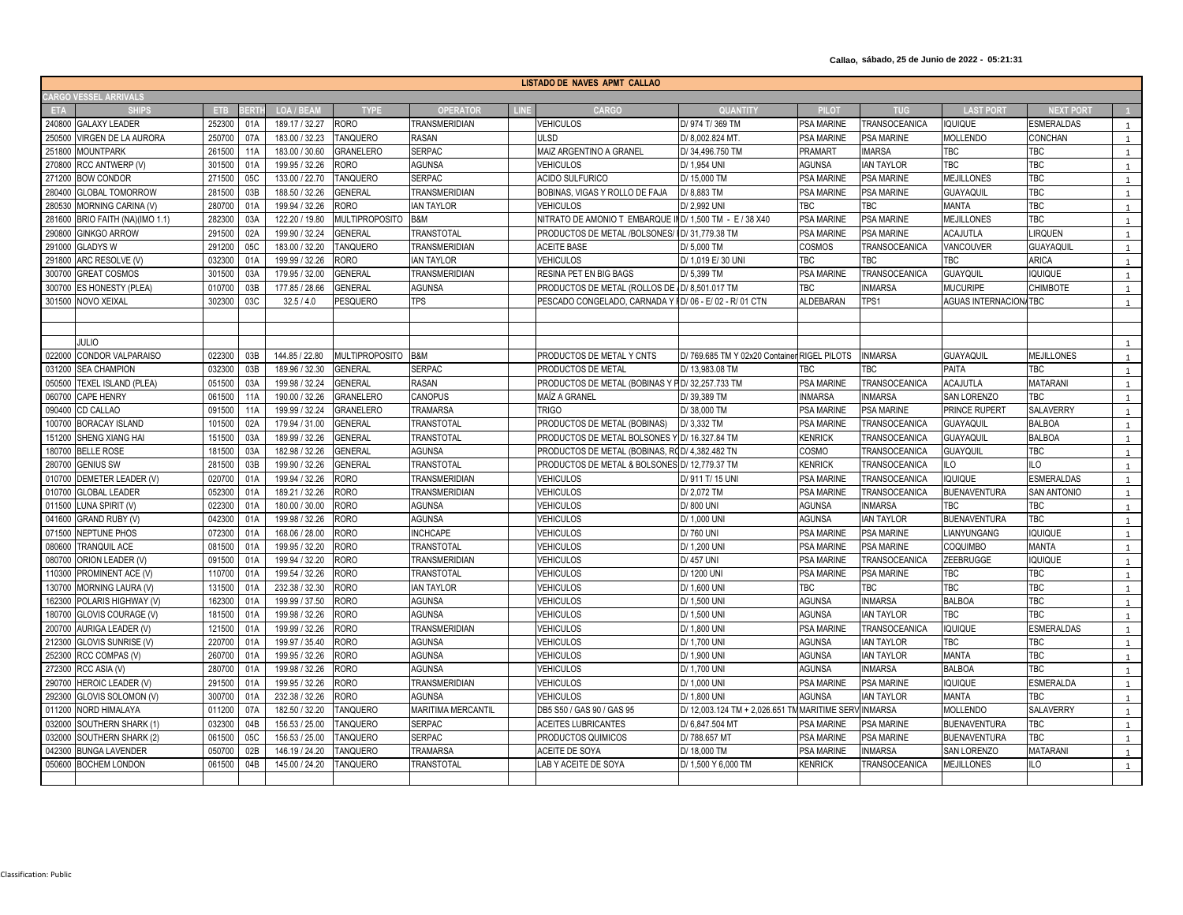Callao, sábado, 25 de Junio de 2022 - 05:21:31

| LISTADO DE NAVES APMT CALLAO | | | | | | | | | | | | | | | |
|---|---|---|---|---|---|---|---|---|---|---|---|---|---|---|---|
| CARGO VESSEL ARRIVALS | | | | | | | | | | | | | | | |
| ETA | SHIPS | ETB | BERTH | LOA / BEAM | TYPE | OPERATOR | LINE | CARGO | QUANTITY | PILOT | TUG | LAST PORT | NEXT PORT | 1 |
| 240800 | GALAXY LEADER | 252300 | 01A | 189.17 / 32.27 | RORO | TRANSMERIDIAN | | VEHICULOS | D/ 974 T/ 369 TM | PSA MARINE | TRANSOCEANICA | IQUIQUE | ESMERALDAS | 1 |
| 250500 | VIRGEN DE LA AURORA | 250700 | 07A | 183.00 / 32.23 | TANQUERO | RASAN | | ULSD | D/ 8,002.824 MT. | PSA MARINE | PSA MARINE | MOLLENDO | CONCHAN | 1 |
| 251800 | MOUNTPARK | 261500 | 11A | 183.00 / 30.60 | GRANELERO | SERPAC | | MAIZ ARGENTINO A GRANEL | D/ 34,496.750 TM | PRAMART | IMARSA | TBC | TBC | 1 |
| 270800 | RCC ANTWERP (V) | 301500 | 01A | 199.95 / 32.26 | RORO | AGUNSA | | VEHICULOS | D/ 1,954 UNI | AGUNSA | IAN TAYLOR | TBC | TBC | 1 |
| 271200 | BOW CONDOR | 271500 | 05C | 133.00 / 22.70 | TANQUERO | SERPAC | | ACIDO SULFURICO | D/ 15,000 TM | PSA MARINE | PSA MARINE | MEJILLONES | TBC | 1 |
| 280400 | GLOBAL TOMORROW | 281500 | 03B | 188.50 / 32.26 | GENERAL | TRANSMERIDIAN | | BOBINAS, VIGAS Y ROLLO DE FAJA | D/ 8,883 TM | PSA MARINE | PSA MARINE | GUAYAQUIL | TBC | 1 |
| 280530 | MORNING CARINA (V) | 280700 | 01A | 199.94 / 32.26 | RORO | IAN TAYLOR | | VEHICULOS | D/ 2,992 UNI | TBC | TBC | MANTA | TBC | 1 |
| 281600 | BRIO FAITH (NA)(IMO 1.1) | 282300 | 03A | 122.20 / 19.80 | MULTIPROPOSITO | B&M | | NITRATO DE AMONIO T EMBARQUE IN | D/ 1,500 TM - E / 38 X40 | PSA MARINE | PSA MARINE | MEJILLONES | TBC | 1 |
| 290800 | GINKGO ARROW | 291500 | 02A | 199.90 / 32.24 | GENERAL | TRANSTOTAL | | PRODUCTOS DE METAL /BOLSONES/ I | D/ 31,779.38 TM | PSA MARINE | PSA MARINE | ACAJUTLA | LIRQUEN | 1 |
| 291000 | GLADYS W | 291200 | 05C | 183.00 / 32.20 | TANQUERO | TRANSMERIDIAN | | ACEITE BASE | D/ 5,000 TM | COSMOS | TRANSOCEANICA | VANCOUVER | GUAYAQUIL | 1 |
| 291800 | ARC RESOLVE (V) | 032300 | 01A | 199.99 / 32.26 | RORO | IAN TAYLOR | | VEHICULOS | D/ 1,019 E/ 30 UNI | TBC | TBC | TBC | ARICA | 1 |
| 300700 | GREAT COSMOS | 301500 | 03A | 179.95 / 32.00 | GENERAL | TRANSMERIDIAN | | RESINA PET EN BIG BAGS | D/ 5,399 TM | PSA MARINE | TRANSOCEANICA | GUAYQUIL | IQUIQUE | 1 |
| 300700 | ES HONESTY (PLEA) | 010700 | 03B | 177.85 / 28.66 | GENERAL | AGUNSA | | PRODUCTOS DE METAL (ROLLOS DE A | D/ 8,501.017 TM | TBC | INMARSA | MUCURIPE | CHIMBOTE | 1 |
| 301500 | NOVO XEIXAL | 302300 | 03C | 32.5 / 4.0 | PESQUERO | TPS | | PESCADO CONGELADO, CARNADA Y F | D/ 06 - E/ 02 - R/ 01 CTN | ALDEBARAN | TPS1 | AGUAS INTERNACION | TBC | 1 |
| | | | | | | | | | | | | | | |
| | | | | | | | | | | | | | | |
| | JULIO | | | | | | | | | | | | | 1 |
| 022000 | CONDOR VALPARAISO | 022300 | 03B | 144.85 / 22.80 | MULTIPROPOSITO | B&M | | PRODUCTOS DE METAL Y CNTS | D/ 769.685 TM Y 02x20 Container | RIGEL PILOTS | INMARSA | GUAYAQUIL | MEJILLONES | 1 |
| 031200 | SEA CHAMPION | 032300 | 03B | 189.96 / 32.30 | GENERAL | SERPAC | | PRODUCTOS DE METAL | D/ 13,983.08 TM | TBC | TBC | PAITA | TBC | 1 |
| 050500 | TEXEL ISLAND (PLEA) | 051500 | 03A | 199.98 / 32.26 | GENERAL | RASAN | | PRODUCTOS DE METAL (BOBINAS Y P | D/ 32,257.733 TM | PSA MARINE | TRANSOCEANICA | ACAJUTLA | MATARANI | 1 |
| 060700 | CAPE HENRY | 061500 | 11A | 190.00 / 32.26 | GRANELERO | CANOPUS | | MAÍZ A GRANEL | D/ 39,389 TM | INMARSA | INMARSA | SAN LORENZO | TBC | 1 |
| 090400 | CD CALLAO | 091500 | 11A | 199.99 / 32.24 | GRANELERO | TRAMARSA | | TRIGO | D/ 38,000 TM | PSA MARINE | PSA MARINE | PRINCE RUPERT | SALAVERRY | 1 |
| 100700 | BORACAY ISLAND | 101500 | 02A | 179.94 / 31.00 | GENERAL | TRANSTOTAL | | PRODUCTOS DE METAL (BOBINAS) | D/ 3,332 TM | PSA MARINE | TRANSOCEANICA | GUAYAQUIL | BALBOA | 1 |
| 151200 | SHENG XIANG HAI | 151500 | 03A | 189.99 / 32.26 | GENERAL | TRANSTOTAL | | PRODUCTOS DE METAL BOLSONES Y | D/ 16.327.84 TM | KENRICK | TRANSOCEANICA | GUAYAQUIL | BALBOA | 1 |
| 180700 | BELLE ROSE | 181500 | 03A | 182.98 / 32.26 | GENERAL | AGUNSA | | PRODUCTOS DE METAL (BOBINAS, RO | D/ 4,382.482 TN | COSMO | TRANSOCEANICA | GUAYQUIL | TBC | 1 |
| 280700 | GENIUS SW | 281500 | 03B | 199.90 / 32.26 | GENERAL | TRANSTOTAL | | PRODUCTOS DE METAL & BOLSONES | D/ 12,779.37 TM | KENRICK | TRANSOCEANICA | ILO | ILO | 1 |
| 010700 | DEMETER LEADER (V) | 020700 | 01A | 199.94 / 32.26 | RORO | TRANSMERIDIAN | | VEHICULOS | D/ 911 T/ 15 UNI | PSA MARINE | TRANSOCEANICA | IQUIQUE | ESMERALDAS | 1 |
| 010700 | GLOBAL LEADER | 052300 | 01A | 189.21 / 32.26 | RORO | TRANSMERIDIAN | | VEHICULOS | D/ 2,072 TM | PSA MARINE | TRANSOCEANICA | BUENAVENTURA | SAN ANTONIO | 1 |
| 011500 | LUNA SPIRIT (V) | 022300 | 01A | 180.00 / 30.00 | RORO | AGUNSA | | VEHICULOS | D/ 800 UNI | AGUNSA | INMARSA | TBC | TBC | 1 |
| 041600 | GRAND RUBY (V) | 042300 | 01A | 199.98 / 32.26 | RORO | AGUNSA | | VEHICULOS | D/ 1,000 UNI | AGUNSA | IAN TAYLOR | BUENAVENTURA | TBC | 1 |
| 071500 | NEPTUNE PHOS | 072300 | 01A | 168.06 / 28.00 | RORO | INCHCAPE | | VEHICULOS | D/ 760 UNI | PSA MARINE | PSA MARINE | LIANYUNGANG | IQUIQUE | 1 |
| 080600 | TRANQUIL ACE | 081500 | 01A | 199.95 / 32.20 | RORO | TRANSTOTAL | | VEHICULOS | D/ 1,200 UNI | PSA MARINE | PSA MARINE | COQUIMBO | MANTA | 1 |
| 080700 | ORION LEADER (V) | 091500 | 01A | 199.94 / 32.20 | RORO | TRANSMERIDIAN | | VEHICULOS | D/ 457 UNI | PSA MARINE | TRANSOCEANICA | ZEEBRUGGE | IQUIQUE | 1 |
| 110300 | PROMINENT ACE (V) | 110700 | 01A | 199.54 / 32.26 | RORO | TRANSTOTAL | | VEHICULOS | D/ 1200 UNI | PSA MARINE | PSA MARINE | TBC | TBC | 1 |
| 130700 | MORNING LAURA (V) | 131500 | 01A | 232.38 / 32.30 | RORO | IAN TAYLOR | | VEHICULOS | D/ 1,600 UNI | TBC | TBC | TBC | TBC | 1 |
| 162300 | POLARIS HIGHWAY (V) | 162300 | 01A | 199.99 / 37.50 | RORO | AGUNSA | | VEHICULOS | D/ 1,500 UNI | AGUNSA | INMARSA | BALBOA | TBC | 1 |
| 180700 | GLOVIS COURAGE (V) | 181500 | 01A | 199.98 / 32.26 | RORO | AGUNSA | | VEHICULOS | D/ 1,500 UNI | AGUNSA | IAN TAYLOR | TBC | TBC | 1 |
| 200700 | AURIGA LEADER (V) | 121500 | 01A | 199.99 / 32.26 | RORO | TRANSMERIDIAN | | VEHICULOS | D/ 1,800 UNI | PSA MARINE | TRANSOCEANICA | IQUIQUE | ESMERALDAS | 1 |
| 212300 | GLOVIS SUNRISE (V) | 220700 | 01A | 199.97 / 35.40 | RORO | AGUNSA | | VEHICULOS | D/ 1,700 UNI | AGUNSA | IAN TAYLOR | TBC | TBC | 1 |
| 252300 | RCC COMPAS (V) | 260700 | 01A | 199.95 / 32.26 | RORO | AGUNSA | | VEHICULOS | D/ 1,900 UNI | AGUNSA | IAN TAYLOR | MANTA | TBC | 1 |
| 272300 | RCC ASIA (V) | 280700 | 01A | 199.98 / 32.26 | RORO | AGUNSA | | VEHICULOS | D/ 1,700 UNI | AGUNSA | INMARSA | BALBOA | TBC | 1 |
| 290700 | HEROIC LEADER (V) | 291500 | 01A | 199.95 / 32.26 | RORO | TRANSMERIDIAN | | VEHICULOS | D/ 1,000 UNI | PSA MARINE | PSA MARINE | IQUIQUE | ESMERALDA | 1 |
| 292300 | GLOVIS SOLOMON (V) | 300700 | 01A | 232.38 / 32.26 | RORO | AGUNSA | | VEHICULOS | D/ 1,800 UNI | AGUNSA | IAN TAYLOR | MANTA | TBC | 1 |
| 011200 | NORD HIMALAYA | 011200 | 07A | 182.50 / 32.20 | TANQUERO | MARITIMA MERCANTIL | | DB5 S50 / GAS 90 / GAS 95 | D/ 12,003.124 TM + 2,026.651 TM | MARITIME SERV | INMARSA | MOLLENDO | SALAVERRY | 1 |
| 032000 | SOUTHERN SHARK (1) | 032300 | 04B | 156.53 / 25.00 | TANQUERO | SERPAC | | ACEITES LUBRICANTES | D/ 6,847.504 MT | PSA MARINE | PSA MARINE | BUENAVENTURA | TBC | 1 |
| 032000 | SOUTHERN SHARK (2) | 061500 | 05C | 156.53 / 25.00 | TANQUERO | SERPAC | | PRODUCTOS QUIMICOS | D/ 788.657 MT | PSA MARINE | PSA MARINE | BUENAVENTURA | TBC | 1 |
| 042300 | BUNGA LAVENDER | 050700 | 02B | 146.19 / 24.20 | TANQUERO | TRAMARSA | | ACEITE DE SOYA | D/ 18,000 TM | PSA MARINE | INMARSA | SAN LORENZO | MATARANI | 1 |
| 050600 | BOCHEM LONDON | 061500 | 04B | 145.00 / 24.20 | TANQUERO | TRANSTOTAL | | LAB Y ACEITE DE SOYA | D/ 1,500 Y 6,000 TM | KENRICK | TRANSOCEANICA | MEJILLONES | ILO | 1 |

Classification: Public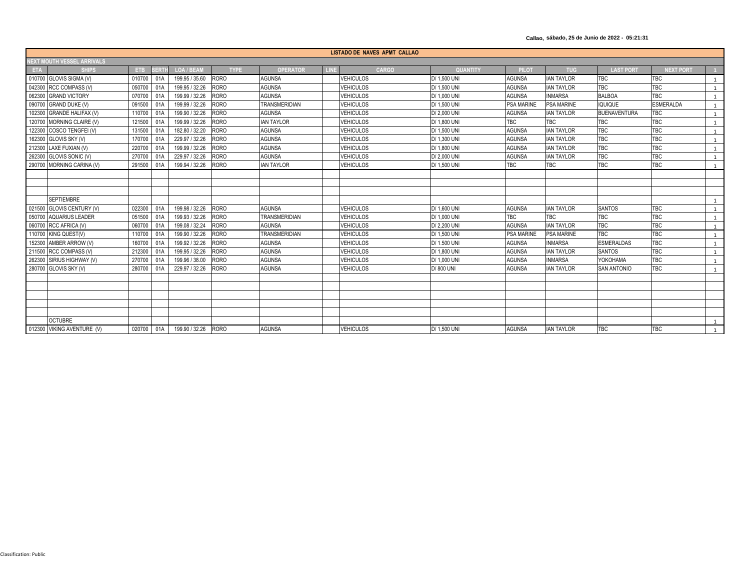Callao, sábado, 25 de Junio de 2022 - 05:21:31

| LISTADO DE NAVES APMT CALLAO | | | | | | | | | | | | | | |
|---|---|---|---|---|---|---|---|---|---|---|---|---|---|---|
| NEXT MOUTH VESSEL ARRIVALS | | | | | | | | | | | | | | |
| ETA | SHIPS | ETB | BERTH | LOA / BEAM | TYPE | OPERATOR | LINE | CARGO | QUANTITY | PILOT | TUG | LAST PORT | NEXT PORT | 1 |
| 010700 | GLOVIS SIGMA (V) | 010700 | 01A | 199.95 / 35.60 | RORO | AGUNSA | | VEHICULOS | D/ 1,500 UNI | AGUNSA | IAN TAYLOR | TBC | TBC | 1 |
| 042300 | RCC COMPASS (V) | 050700 | 01A | 199.95 / 32.26 | RORO | AGUNSA | | VEHICULOS | D/ 1,500 UNI | AGUNSA | IAN TAYLOR | TBC | TBC | 1 |
| 062300 | GRAND VICTORY | 070700 | 01A | 199.99 / 32.26 | RORO | AGUNSA | | VEHICULOS | D/ 1,000 UNI | AGUNSA | INMARSA | BALBOA | TBC | 1 |
| 090700 | GRAND DUKE (V) | 091500 | 01A | 199.99 / 32.26 | RORO | TRANSMERIDIAN | | VEHICULOS | D/ 1,500 UNI | PSA MARINE | PSA MARINE | IQUIQUE | ESMERALDA | 1 |
| 102300 | GRANDE HALIFAX (V) | 110700 | 01A | 199.90 / 32.26 | RORO | AGUNSA | | VEHICULOS | D/ 2,000 UNI | AGUNSA | IAN TAYLOR | BUENAVENTURA | TBC | 1 |
| 120700 | MORNING CLAIRE (V) | 121500 | 01A | 199.99 / 32.26 | RORO | IAN TAYLOR | | VEHICULOS | D/ 1,800 UNI | TBC | TBC | TBC | TBC | 1 |
| 122300 | COSCO TENGFEI (V) | 131500 | 01A | 182.80 / 32.20 | RORO | AGUNSA | | VEHICULOS | D/ 1,500 UNI | AGUNSA | IAN TAYLOR | TBC | TBC | 1 |
| 162300 | GLOVIS SKY (V) | 170700 | 01A | 229.97 / 32.26 | RORO | AGUNSA | | VEHICULOS | D/ 1,300 UNI | AGUNSA | IAN TAYLOR | TBC | TBC | 1 |
| 212300 | LAXE FUXIAN (V) | 220700 | 01A | 199.99 / 32.26 | RORO | AGUNSA | | VEHICULOS | D/ 1,800 UNI | AGUNSA | IAN TAYLOR | TBC | TBC | 1 |
| 262300 | GLOVIS SONIC (V) | 270700 | 01A | 229.97 / 32.26 | RORO | AGUNSA | | VEHICULOS | D/ 2,000 UNI | AGUNSA | IAN TAYLOR | TBC | TBC | 1 |
| 290700 | MORNING CARINA (V) | 291500 | 01A | 199.94 / 32.26 | RORO | IAN TAYLOR | | VEHICULOS | D/ 1,500 UNI | TBC | TBC | TBC | TBC | 1 |
| | | | | | | | | | | | | | | |
| | | | | | | | | | | | | | | |
| | | | | | | | | | | | | | | |
| | SEPTIEMBRE | | | | | | | | | | | | | 1 |
| 021500 | GLOVIS CENTURY (V) | 022300 | 01A | 199.98 / 32.26 | RORO | AGUNSA | | VEHICULOS | D/ 1,600 UNI | AGUNSA | IAN TAYLOR | SANTOS | TBC | 1 |
| 050700 | AQUARIUS LEADER | 051500 | 01A | 199.93 / 32.26 | RORO | TRANSMERIDIAN | | VEHICULOS | D/ 1,000 UNI | TBC | TBC | TBC | TBC | 1 |
| 060700 | RCC AFRICA (V) | 060700 | 01A | 199.08 / 32.24 | RORO | AGUNSA | | VEHICULOS | D/ 2,200 UNI | AGUNSA | IAN TAYLOR | TBC | TBC | 1 |
| 110700 | KING QUEST(V) | 110700 | 01A | 199.90 / 32.26 | RORO | TRANSMERIDIAN | | VEHICULOS | D/ 1,500 UNI | PSA MARINE | PSA MARINE | TBC | TBC | 1 |
| 152300 | AMBER ARROW (V) | 160700 | 01A | 199.92 / 32.26 | RORO | AGUNSA | | VEHICULOS | D/ 1.500 UNI | AGUNSA | INMARSA | ESMERALDAS | TBC | 1 |
| 211500 | RCC COMPASS (V) | 212300 | 01A | 199.95 / 32.26 | RORO | AGUNSA | | VEHICULOS | D/ 1,800 UNI | AGUNSA | IAN TAYLOR | SANTOS | TBC | 1 |
| 262300 | SIRIUS HIGHWAY (V) | 270700 | 01A | 199.96 / 38.00 | RORO | AGUNSA | | VEHICULOS | D/ 1,000 UNI | AGUNSA | INMARSA | YOKOHAMA | TBC | 1 |
| 280700 | GLOVIS SKY (V) | 280700 | 01A | 229.97 / 32.26 | RORO | AGUNSA | | VEHICULOS | D/ 800 UNI | AGUNSA | IAN TAYLOR | SAN ANTONIO | TBC | 1 |
| | | | | | | | | | | | | | | |
| | | | | | | | | | | | | | | |
| | | | | | | | | | | | | | | |
| | | | | | | | | | | | | | | |
| | | | | | | | | | | | | | | |
| | OCTUBRE | | | | | | | | | | | | | 1 |
| 012300 | VIKING AVENTURE (V) | 020700 | 01A | 199.90 / 32.26 | RORO | AGUNSA | | VEHICULOS | D/ 1,500 UNI | AGUNSA | IAN TAYLOR | TBC | TBC | 1 |

Classification: Public